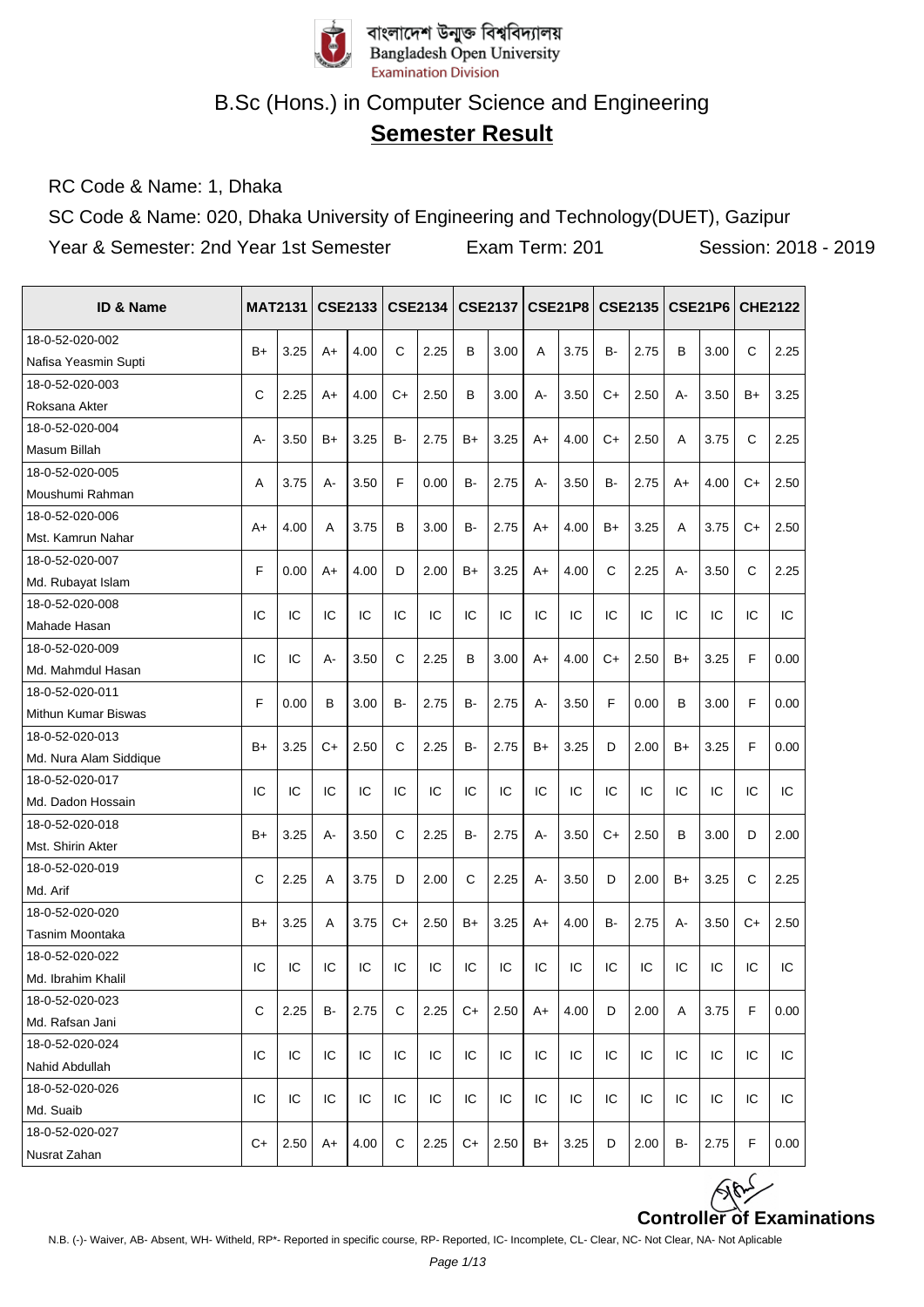বাংলাদেশ উন্মুক্ত বিশ্ববিদ্যালয়
Bangladesh Open University
Examination Division

# B.Sc (Hons.) in Computer Science and Engineering

## Semester Result

RC Code & Name: 1, Dhaka

SC Code & Name: 020, Dhaka University of Engineering and Technology(DUET), Gazipur

Year & Semester: 2nd Year 1st Semester    Exam Term: 201    Session: 2018 - 2019

| ID & Name | MAT2131 | | CSE2133 | | CSE2134 | | CSE2137 | | CSE21P8 | | CSE2135 | | CSE21P6 | | CHE2122 | |
|---|---|---|---|---|---|---|---|---|---|---|---|---|---|---|---|---|
| 18-0-52-020-002 Nafisa Yeasmin Supti | B+ | 3.25 | A+ | 4.00 | C | 2.25 | B | 3.00 | A | 3.75 | B- | 2.75 | B | 3.00 | C | 2.25 |
| 18-0-52-020-003 Roksana Akter | C | 2.25 | A+ | 4.00 | C+ | 2.50 | B | 3.00 | A- | 3.50 | C+ | 2.50 | A- | 3.50 | B+ | 3.25 |
| 18-0-52-020-004 Masum Billah | A- | 3.50 | B+ | 3.25 | B- | 2.75 | B+ | 3.25 | A+ | 4.00 | C+ | 2.50 | A | 3.75 | C | 2.25 |
| 18-0-52-020-005 Moushumi Rahman | A | 3.75 | A- | 3.50 | F | 0.00 | B- | 2.75 | A- | 3.50 | B- | 2.75 | A+ | 4.00 | C+ | 2.50 |
| 18-0-52-020-006 Mst. Kamrun Nahar | A+ | 4.00 | A | 3.75 | B | 3.00 | B- | 2.75 | A+ | 4.00 | B+ | 3.25 | A | 3.75 | C+ | 2.50 |
| 18-0-52-020-007 Md. Rubayat Islam | F | 0.00 | A+ | 4.00 | D | 2.00 | B+ | 3.25 | A+ | 4.00 | C | 2.25 | A- | 3.50 | C | 2.25 |
| 18-0-52-020-008 Mahade Hasan | IC | IC | IC | IC | IC | IC | IC | IC | IC | IC | IC | IC | IC | IC | IC | IC |
| 18-0-52-020-009 Md. Mahmdul Hasan | IC | IC | A- | 3.50 | C | 2.25 | B | 3.00 | A+ | 4.00 | C+ | 2.50 | B+ | 3.25 | F | 0.00 |
| 18-0-52-020-011 Mithun Kumar Biswas | F | 0.00 | B | 3.00 | B- | 2.75 | B- | 2.75 | A- | 3.50 | F | 0.00 | B | 3.00 | F | 0.00 |
| 18-0-52-020-013 Md. Nura Alam Siddique | B+ | 3.25 | C+ | 2.50 | C | 2.25 | B- | 2.75 | B+ | 3.25 | D | 2.00 | B+ | 3.25 | F | 0.00 |
| 18-0-52-020-017 Md. Dadon Hossain | IC | IC | IC | IC | IC | IC | IC | IC | IC | IC | IC | IC | IC | IC | IC | IC |
| 18-0-52-020-018 Mst. Shirin Akter | B+ | 3.25 | A- | 3.50 | C | 2.25 | B- | 2.75 | A- | 3.50 | C+ | 2.50 | B | 3.00 | D | 2.00 |
| 18-0-52-020-019 Md. Arif | C | 2.25 | A | 3.75 | D | 2.00 | C | 2.25 | A- | 3.50 | D | 2.00 | B+ | 3.25 | C | 2.25 |
| 18-0-52-020-020 Tasnim Moontaka | B+ | 3.25 | A | 3.75 | C+ | 2.50 | B+ | 3.25 | A+ | 4.00 | B- | 2.75 | A- | 3.50 | C+ | 2.50 |
| 18-0-52-020-022 Md. Ibrahim Khalil | IC | IC | IC | IC | IC | IC | IC | IC | IC | IC | IC | IC | IC | IC | IC | IC |
| 18-0-52-020-023 Md. Rafsan Jani | C | 2.25 | B- | 2.75 | C | 2.25 | C+ | 2.50 | A+ | 4.00 | D | 2.00 | A | 3.75 | F | 0.00 |
| 18-0-52-020-024 Nahid Abdullah | IC | IC | IC | IC | IC | IC | IC | IC | IC | IC | IC | IC | IC | IC | IC | IC |
| 18-0-52-020-026 Md. Suaib | IC | IC | IC | IC | IC | IC | IC | IC | IC | IC | IC | IC | IC | IC | IC | IC |
| 18-0-52-020-027 Nusrat Zahan | C+ | 2.50 | A+ | 4.00 | C | 2.25 | C+ | 2.50 | B+ | 3.25 | D | 2.00 | B- | 2.75 | F | 0.00 |

**Controller of Examinations**

N.B. (-)- Waiver, AB- Absent, WH- Witheld, RP*- Reported in specific course, RP- Reported, IC- Incomplete, CL- Clear, NC- Not Clear, NA- Not Aplicable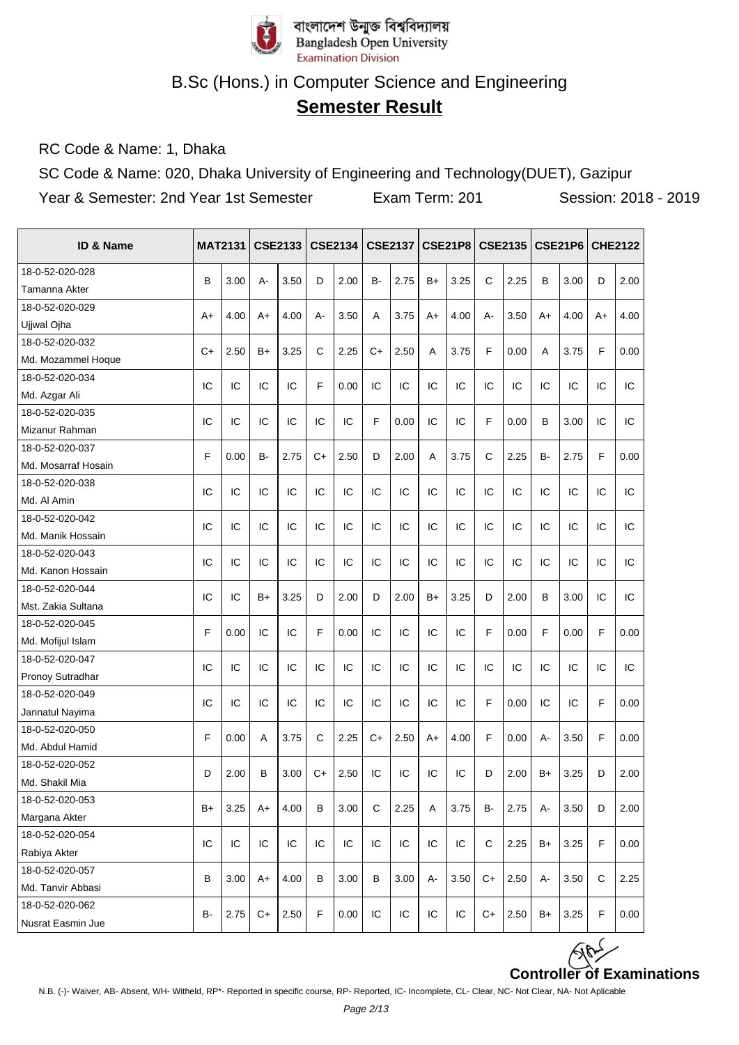বাংলাদেশ উন্মুক্ত বিশ্ববিদ্যালয়
Bangladesh Open University
Examination Division

# B.Sc (Hons.) in Computer Science and Engineering

## Semester Result

RC Code & Name: 1, Dhaka

SC Code & Name: 020, Dhaka University of Engineering and Technology(DUET), Gazipur

Year & Semester: 2nd Year 1st Semester | Exam Term: 201 | Session: 2018 - 2019

| ID & Name | MAT2131 | | CSE2133 | | CSE2134 | | CSE2137 | | CSE21P8 | | CSE2135 | | CSE21P6 | | CHE2122 | |
|---|---|---|---|---|---|---|---|---|---|---|---|---|---|---|---|---|
| 18-0-52-020-028 Tamanna Akter | B | 3.00 | A- | 3.50 | D | 2.00 | B- | 2.75 | B+ | 3.25 | C | 2.25 | B | 3.00 | D | 2.00 |
| 18-0-52-020-029 Ujjwal Ojha | A+ | 4.00 | A+ | 4.00 | A- | 3.50 | A | 3.75 | A+ | 4.00 | A- | 3.50 | A+ | 4.00 | A+ | 4.00 |
| 18-0-52-020-032 Md. Mozammel Hoque | C+ | 2.50 | B+ | 3.25 | C | 2.25 | C+ | 2.50 | A | 3.75 | F | 0.00 | A | 3.75 | F | 0.00 |
| 18-0-52-020-034 Md. Azgar Ali | IC | IC | IC | IC | F | 0.00 | IC | IC | IC | IC | IC | IC | IC | IC | IC | IC |
| 18-0-52-020-035 Mizanur Rahman | IC | IC | IC | IC | IC | IC | F | 0.00 | IC | IC | F | 0.00 | B | 3.00 | IC | IC |
| 18-0-52-020-037 Md. Mosarraf Hosain | F | 0.00 | B- | 2.75 | C+ | 2.50 | D | 2.00 | A | 3.75 | C | 2.25 | B- | 2.75 | F | 0.00 |
| 18-0-52-020-038 Md. Al Amin | IC | IC | IC | IC | IC | IC | IC | IC | IC | IC | IC | IC | IC | IC | IC | IC |
| 18-0-52-020-042 Md. Manik Hossain | IC | IC | IC | IC | IC | IC | IC | IC | IC | IC | IC | IC | IC | IC | IC | IC |
| 18-0-52-020-043 Md. Kanon Hossain | IC | IC | IC | IC | IC | IC | IC | IC | IC | IC | IC | IC | IC | IC | IC | IC |
| 18-0-52-020-044 Mst. Zakia Sultana | IC | IC | B+ | 3.25 | D | 2.00 | D | 2.00 | B+ | 3.25 | D | 2.00 | B | 3.00 | IC | IC |
| 18-0-52-020-045 Md. Mofijul Islam | F | 0.00 | IC | IC | F | 0.00 | IC | IC | IC | IC | F | 0.00 | F | 0.00 | F | 0.00 |
| 18-0-52-020-047 Pronoy Sutradhar | IC | IC | IC | IC | IC | IC | IC | IC | IC | IC | IC | IC | IC | IC | IC | IC |
| 18-0-52-020-049 Jannatul Nayima | IC | IC | IC | IC | IC | IC | IC | IC | IC | IC | F | 0.00 | IC | IC | F | 0.00 |
| 18-0-52-020-050 Md. Abdul Hamid | F | 0.00 | A | 3.75 | C | 2.25 | C+ | 2.50 | A+ | 4.00 | F | 0.00 | A- | 3.50 | F | 0.00 |
| 18-0-52-020-052 Md. Shakil Mia | D | 2.00 | B | 3.00 | C+ | 2.50 | IC | IC | IC | IC | D | 2.00 | B+ | 3.25 | D | 2.00 |
| 18-0-52-020-053 Margana Akter | B+ | 3.25 | A+ | 4.00 | B | 3.00 | C | 2.25 | A | 3.75 | B- | 2.75 | A- | 3.50 | D | 2.00 |
| 18-0-52-020-054 Rabiya Akter | IC | IC | IC | IC | IC | IC | IC | IC | IC | IC | C | 2.25 | B+ | 3.25 | F | 0.00 |
| 18-0-52-020-057 Md. Tanvir Abbasi | B | 3.00 | A+ | 4.00 | B | 3.00 | B | 3.00 | A- | 3.50 | C+ | 2.50 | A- | 3.50 | C | 2.25 |
| 18-0-52-020-062 Nusrat Easmin Jue | B- | 2.75 | C+ | 2.50 | F | 0.00 | IC | IC | IC | IC | C+ | 2.50 | B+ | 3.25 | F | 0.00 |

**Controller of Examinations**

N.B. (-)- Waiver, AB- Absent, WH- Witheld, RP*- Reported in specific course, RP- Reported, IC- Incomplete, CL- Clear, NC- Not Clear, NA- Not Aplicable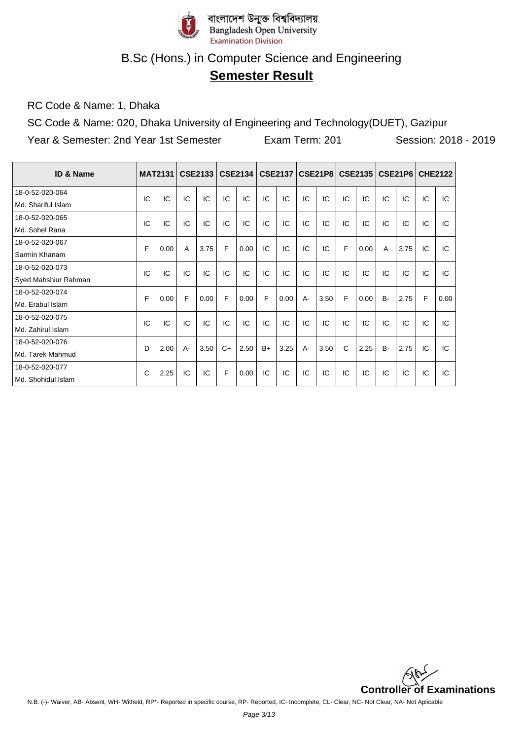বাংলাদেশ উন্মুক্ত বিশ্ববিদ্যালয়
Bangladesh Open University
Examination Division

# B.Sc (Hons.) in Computer Science and Engineering

## **Semester Result**

RC Code & Name: 1, Dhaka

SC Code & Name: 020, Dhaka University of Engineering and Technology(DUET), Gazipur

Year & Semester: 2nd Year 1st Semester     Exam Term: 201     Session: 2018 - 2019

| ID & Name | MAT2131 | | CSE2133 | | CSE2134 | | CSE2137 | | CSE21P8 | | CSE2135 | | CSE21P6 | | CHE2122 | |
|---|---|---|---|---|---|---|---|---|---|---|---|---|---|---|---|---|
| 18-0-52-020-064 Md. Shariful Islam | IC | IC | IC | IC | IC | IC | IC | IC | IC | IC | IC | IC | IC | IC | IC | IC |
| 18-0-52-020-065 Md. Sohel Rana | IC | IC | IC | IC | IC | IC | IC | IC | IC | IC | IC | IC | IC | IC | IC | IC |
| 18-0-52-020-067 Sarmin Khanam | F | 0.00 | A | 3.75 | F | 0.00 | IC | IC | IC | IC | F | 0.00 | A | 3.75 | IC | IC |
| 18-0-52-020-073 Syed Mahshiur Rahman | IC | IC | IC | IC | IC | IC | IC | IC | IC | IC | IC | IC | IC | IC | IC | IC |
| 18-0-52-020-074 Md. Erabul Islam | F | 0.00 | F | 0.00 | F | 0.00 | F | 0.00 | A- | 3.50 | F | 0.00 | B- | 2.75 | F | 0.00 |
| 18-0-52-020-075 Md. Zahirul Islam | IC | IC | IC | IC | IC | IC | IC | IC | IC | IC | IC | IC | IC | IC | IC | IC |
| 18-0-52-020-076 Md. Tarek Mahmud | D | 2.00 | A- | 3.50 | C+ | 2.50 | B+ | 3.25 | A- | 3.50 | C | 2.25 | B- | 2.75 | IC | IC |
| 18-0-52-020-077 Md. Shohidul Islam | C | 2.25 | IC | IC | F | 0.00 | IC | IC | IC | IC | IC | IC | IC | IC | IC | IC |

**Controller of Examinations**

N.B. (-)- Waiver, AB- Absent, WH- Witheld, RP*- Reported in specific course, RP- Reported, IC- Incomplete, CL- Clear, NC- Not Clear, NA- Not Aplicable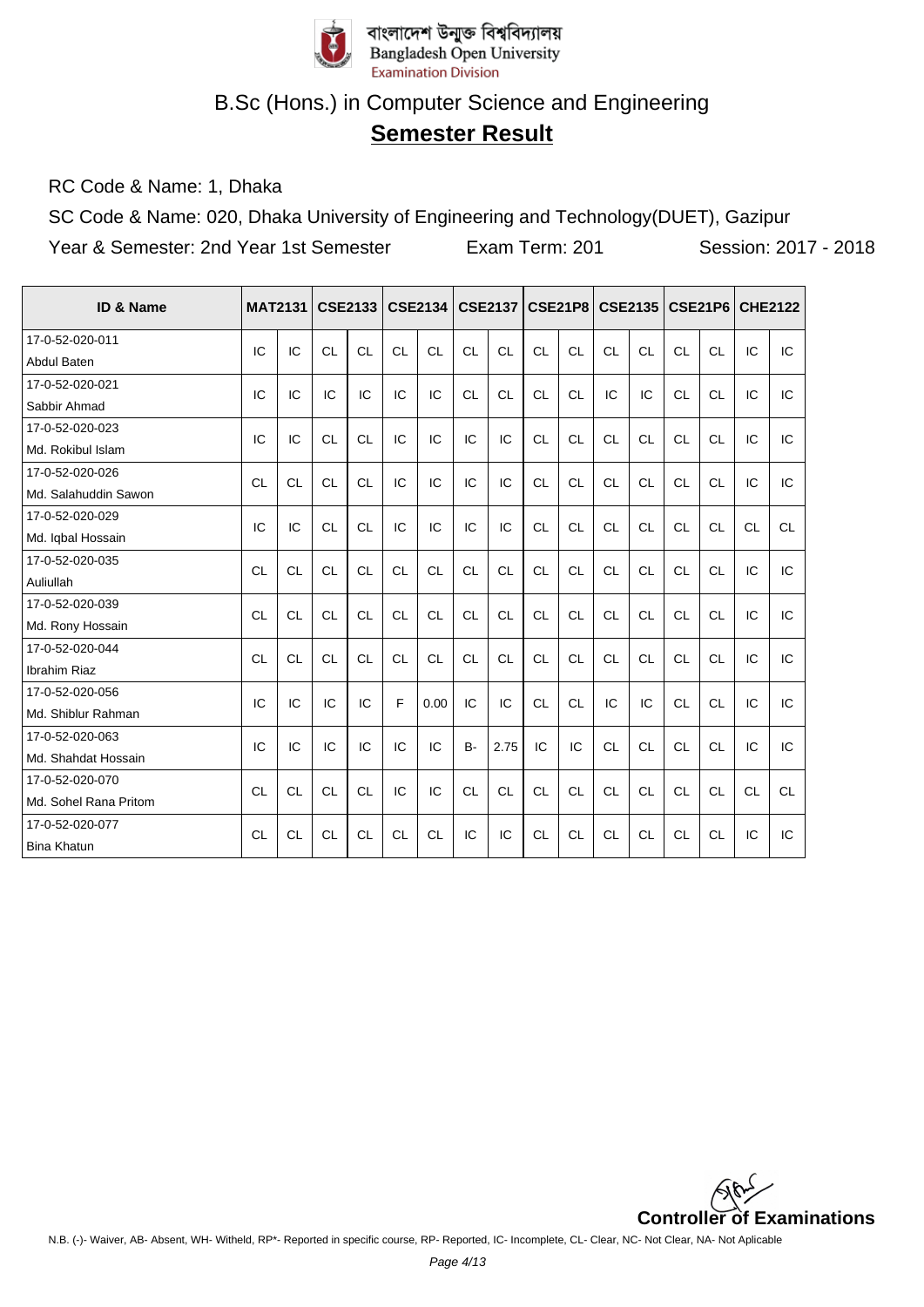বাংলাদেশ উন্মুক্ত বিশ্ববিদ্যালয়
Bangladesh Open University
Examination Division

# B.Sc (Hons.) in Computer Science and Engineering

## **Semester Result**

RC Code & Name: 1, Dhaka

SC Code & Name: 020, Dhaka University of Engineering and Technology(DUET), Gazipur

Year & Semester: 2nd Year 1st Semester Exam Term: 201 Session: 2017 - 2018

| ID & Name | MAT2131 | | CSE2133 | | CSE2134 | | CSE2137 | | CSE21P8 | | CSE2135 | | CSE21P6 | | CHE2122 | |
|---|---|---|---|---|---|---|---|---|---|---|---|---|---|---|---|---|
| 17-0-52-020-011 Abdul Baten | IC | IC | CL | CL | CL | CL | CL | CL | CL | CL | CL | CL | CL | CL | IC | IC |
| 17-0-52-020-021 Sabbir Ahmad | IC | IC | IC | IC | IC | IC | CL | CL | CL | CL | IC | IC | CL | CL | IC | IC |
| 17-0-52-020-023 Md. Rokibul Islam | IC | IC | CL | CL | IC | IC | IC | IC | CL | CL | CL | CL | CL | CL | IC | IC |
| 17-0-52-020-026 Md. Salahuddin Sawon | CL | CL | CL | CL | IC | IC | IC | IC | CL | CL | CL | CL | CL | CL | IC | IC |
| 17-0-52-020-029 Md. Iqbal Hossain | IC | IC | CL | CL | IC | IC | IC | IC | CL | CL | CL | CL | CL | CL | CL | CL |
| 17-0-52-020-035 Auliullah | CL | CL | CL | CL | CL | CL | CL | CL | CL | CL | CL | CL | CL | CL | IC | IC |
| 17-0-52-020-039 Md. Rony Hossain | CL | CL | CL | CL | CL | CL | CL | CL | CL | CL | CL | CL | CL | CL | IC | IC |
| 17-0-52-020-044 Ibrahim Riaz | CL | CL | CL | CL | CL | CL | CL | CL | CL | CL | CL | CL | CL | CL | IC | IC |
| 17-0-52-020-056 Md. Shiblur Rahman | IC | IC | IC | IC | F | 0.00 | IC | IC | CL | CL | IC | IC | CL | CL | IC | IC |
| 17-0-52-020-063 Md. Shahdat Hossain | IC | IC | IC | IC | IC | IC | B- | 2.75 | IC | IC | CL | CL | CL | CL | IC | IC |
| 17-0-52-020-070 Md. Sohel Rana Pritom | CL | CL | CL | CL | IC | IC | CL | CL | CL | CL | CL | CL | CL | CL | CL | CL |
| 17-0-52-020-077 Bina Khatun | CL | CL | CL | CL | CL | CL | IC | IC | CL | CL | CL | CL | CL | CL | IC | IC |

**Controller of Examinations**

N.B. (-)- Waiver, AB- Absent, WH- Witheld, RP*- Reported in specific course, RP- Reported, IC- Incomplete, CL- Clear, NC- Not Clear, NA- Not Aplicable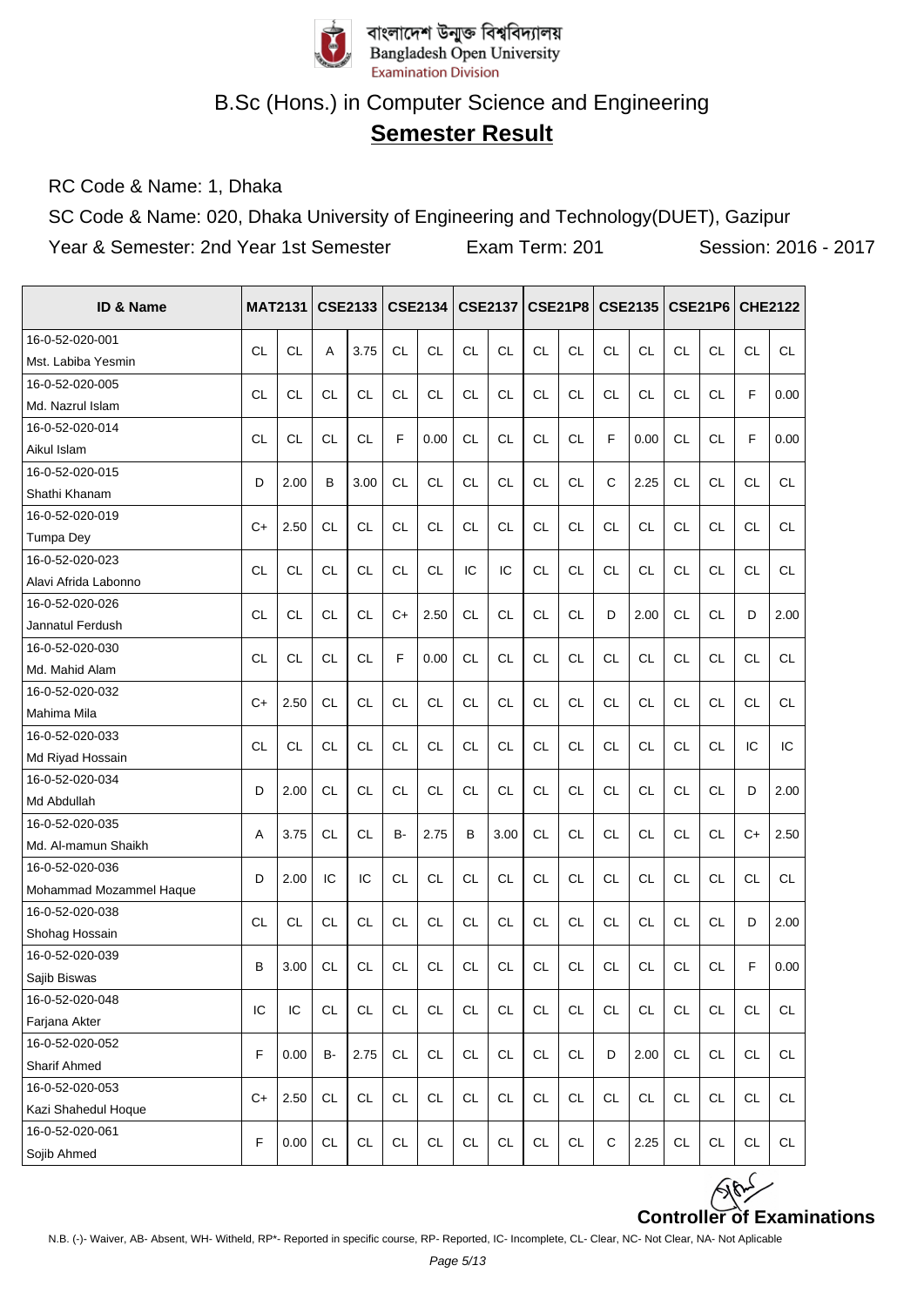বাংলাদেশ উন্মুক্ত বিশ্ববিদ্যালয়
Bangladesh Open University
Examination Division

# B.Sc (Hons.) in Computer Science and Engineering

## Semester Result

RC Code & Name: 1, Dhaka

SC Code & Name: 020, Dhaka University of Engineering and Technology(DUET), Gazipur

Year & Semester: 2nd Year 1st Semester | Exam Term: 201 | Session: 2016 - 2017

| ID & Name | MAT2131 | | CSE2133 | | CSE2134 | | CSE2137 | | CSE21P8 | | CSE2135 | | CSE21P6 | | CHE2122 | |
|---|---|---|---|---|---|---|---|---|---|---|---|---|---|---|---|---|
| 16-0-52-020-001 Mst. Labiba Yesmin | CL | CL | A | 3.75 | CL | CL | CL | CL | CL | CL | CL | CL | CL | CL | CL | CL |
| 16-0-52-020-005 Md. Nazrul Islam | CL | CL | CL | CL | CL | CL | CL | CL | CL | CL | CL | CL | CL | CL | F | 0.00 |
| 16-0-52-020-014 Aikul Islam | CL | CL | CL | CL | F | 0.00 | CL | CL | CL | CL | F | 0.00 | CL | CL | F | 0.00 |
| 16-0-52-020-015 Shathi Khanam | D | 2.00 | B | 3.00 | CL | CL | CL | CL | CL | CL | C | 2.25 | CL | CL | CL | CL |
| 16-0-52-020-019 Tumpa Dey | C+ | 2.50 | CL | CL | CL | CL | CL | CL | CL | CL | CL | CL | CL | CL | CL | CL |
| 16-0-52-020-023 Alavi Afrida Labonno | CL | CL | CL | CL | CL | CL | IC | IC | CL | CL | CL | CL | CL | CL | CL | CL |
| 16-0-52-020-026 Jannatul Ferdush | CL | CL | CL | CL | C+ | 2.50 | CL | CL | CL | CL | D | 2.00 | CL | CL | D | 2.00 |
| 16-0-52-020-030 Md. Mahid Alam | CL | CL | CL | CL | F | 0.00 | CL | CL | CL | CL | CL | CL | CL | CL | CL | CL |
| 16-0-52-020-032 Mahima Mila | C+ | 2.50 | CL | CL | CL | CL | CL | CL | CL | CL | CL | CL | CL | CL | CL | CL |
| 16-0-52-020-033 Md Riyad Hossain | CL | CL | CL | CL | CL | CL | CL | CL | CL | CL | CL | CL | CL | CL | IC | IC |
| 16-0-52-020-034 Md Abdullah | D | 2.00 | CL | CL | CL | CL | CL | CL | CL | CL | CL | CL | CL | CL | D | 2.00 |
| 16-0-52-020-035 Md. Al-mamun Shaikh | A | 3.75 | CL | CL | B- | 2.75 | B | 3.00 | CL | CL | CL | CL | CL | CL | C+ | 2.50 |
| 16-0-52-020-036 Mohammad Mozammel Haque | D | 2.00 | IC | IC | CL | CL | CL | CL | CL | CL | CL | CL | CL | CL | CL | CL |
| 16-0-52-020-038 Shohag Hossain | CL | CL | CL | CL | CL | CL | CL | CL | CL | CL | CL | CL | CL | CL | D | 2.00 |
| 16-0-52-020-039 Sajib Biswas | B | 3.00 | CL | CL | CL | CL | CL | CL | CL | CL | CL | CL | CL | CL | F | 0.00 |
| 16-0-52-020-048 Farjana Akter | IC | IC | CL | CL | CL | CL | CL | CL | CL | CL | CL | CL | CL | CL | CL | CL |
| 16-0-52-020-052 Sharif Ahmed | F | 0.00 | B- | 2.75 | CL | CL | CL | CL | CL | CL | D | 2.00 | CL | CL | CL | CL |
| 16-0-52-020-053 Kazi Shahedul Hoque | C+ | 2.50 | CL | CL | CL | CL | CL | CL | CL | CL | CL | CL | CL | CL | CL | CL |
| 16-0-52-020-061 Sojib Ahmed | F | 0.00 | CL | CL | CL | CL | CL | CL | CL | CL | C | 2.25 | CL | CL | CL | CL |

**Controller of Examinations**

N.B. (-)- Waiver, AB- Absent, WH- Witheld, RP*- Reported in specific course, RP- Reported, IC- Incomplete, CL- Clear, NC- Not Clear, NA- Not Aplicable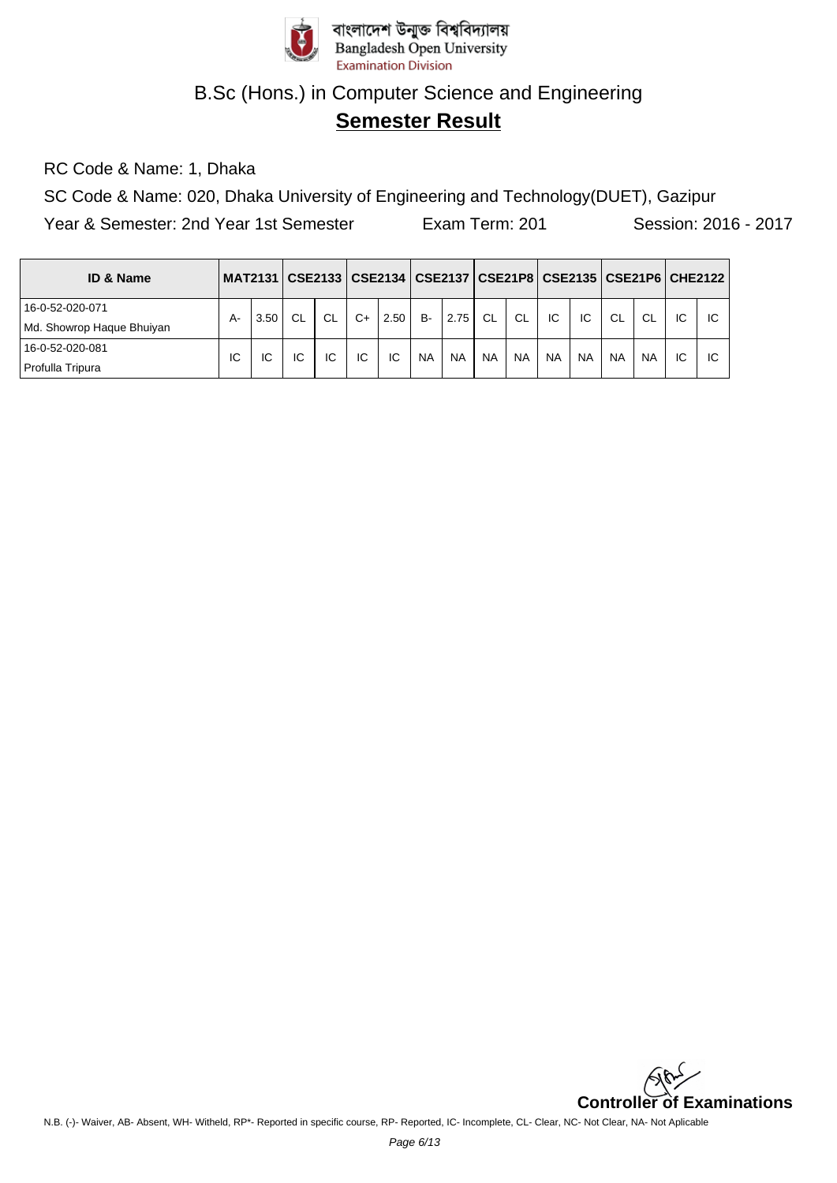বাংলাদেশ উন্মুক্ত বিশ্ববিদ্যালয়
Bangladesh Open University
Examination Division

# B.Sc (Hons.) in Computer Science and Engineering

## Semester Result

RC Code & Name: 1, Dhaka

SC Code & Name: 020, Dhaka University of Engineering and Technology(DUET), Gazipur

Year & Semester: 2nd Year 1st Semester    Exam Term: 201    Session: 2016 - 2017

| ID & Name | MAT2131 | | CSE2133 | | CSE2134 | | CSE2137 | | CSE21P8 | | CSE2135 | | CSE21P6 | | CHE2122 | |
|---|---|---|---|---|---|---|---|---|---|---|---|---|---|---|---|---|
| 16-0-52-020-071 Md. Showrop Haque Bhuiyan | A- | 3.50 | CL | CL | C+ | 2.50 | B- | 2.75 | CL | CL | IC | IC | CL | CL | IC | IC |
| 16-0-52-020-081 Profulla Tripura | IC | IC | IC | IC | IC | IC | NA | NA | NA | NA | NA | NA | NA | NA | IC | IC |

**Controller of Examinations**

N.B. (-)- Waiver, AB- Absent, WH- Witheld, RP*- Reported in specific course, RP- Reported, IC- Incomplete, CL- Clear, NC- Not Clear, NA- Not Aplicable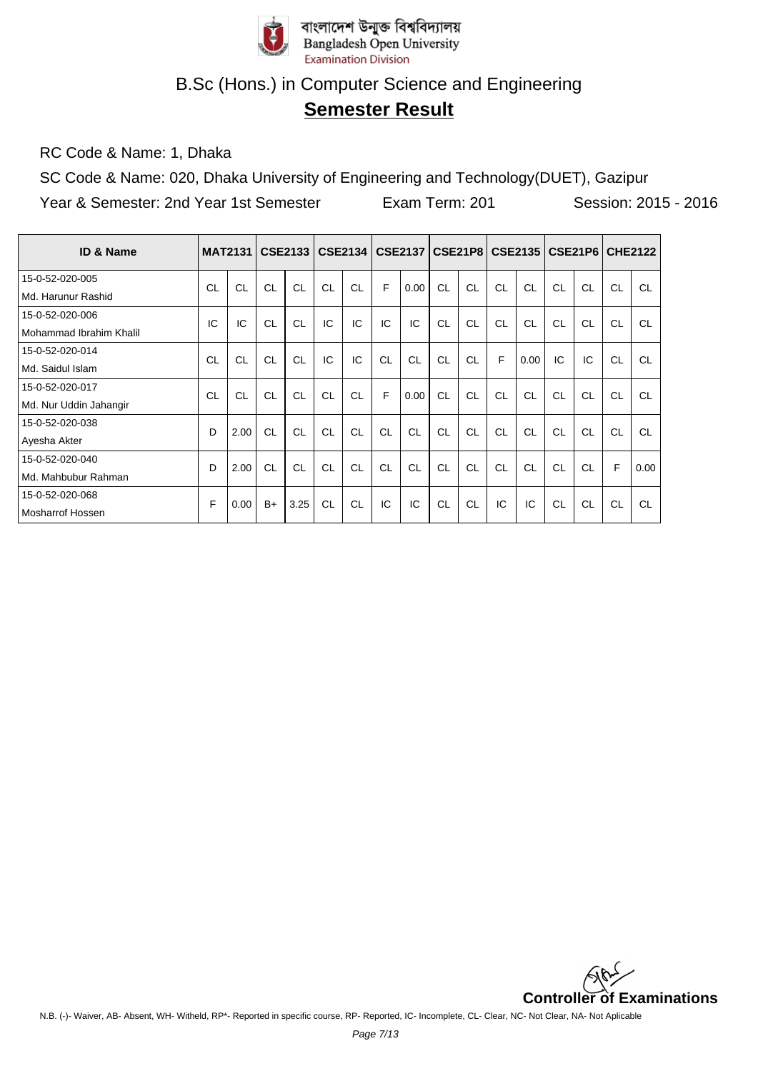বাংলাদেশ উন্মুক্ত বিশ্ববিদ্যালয়
Bangladesh Open University
Examination Division

# B.Sc (Hons.) in Computer Science and Engineering

## Semester Result

RC Code & Name: 1, Dhaka

SC Code & Name: 020, Dhaka University of Engineering and Technology(DUET), Gazipur

Year & Semester: 2nd Year 1st Semester | Exam Term: 201 | Session: 2015 - 2016

| ID & Name | MAT2131 | | CSE2133 | | CSE2134 | | CSE2137 | | CSE21P8 | | CSE2135 | | CSE21P6 | | CHE2122 | |
|---|---|---|---|---|---|---|---|---|---|---|---|---|---|---|---|---|
| 15-0-52-020-005 Md. Harunur Rashid | CL | CL | CL | CL | CL | CL | F | 0.00 | CL | CL | CL | CL | CL | CL | CL | CL |
| 15-0-52-020-006 Mohammad Ibrahim Khalil | IC | IC | CL | CL | IC | IC | IC | IC | CL | CL | CL | CL | CL | CL | CL | CL |
| 15-0-52-020-014 Md. Saidul Islam | CL | CL | CL | CL | IC | IC | CL | CL | CL | CL | F | 0.00 | IC | IC | CL | CL |
| 15-0-52-020-017 Md. Nur Uddin Jahangir | CL | CL | CL | CL | CL | CL | F | 0.00 | CL | CL | CL | CL | CL | CL | CL | CL |
| 15-0-52-020-038 Ayesha Akter | D | 2.00 | CL | CL | CL | CL | CL | CL | CL | CL | CL | CL | CL | CL | CL | CL |
| 15-0-52-020-040 Md. Mahbubur Rahman | D | 2.00 | CL | CL | CL | CL | CL | CL | CL | CL | CL | CL | CL | CL | F | 0.00 |
| 15-0-52-020-068 Mosharrof Hossen | F | 0.00 | B+ | 3.25 | CL | CL | IC | IC | CL | CL | IC | IC | CL | CL | CL | CL |

**Controller of Examinations**

N.B. (-)- Waiver, AB- Absent, WH- Witheld, RP*- Reported in specific course, RP- Reported, IC- Incomplete, CL- Clear, NC- Not Clear, NA- Not Aplicable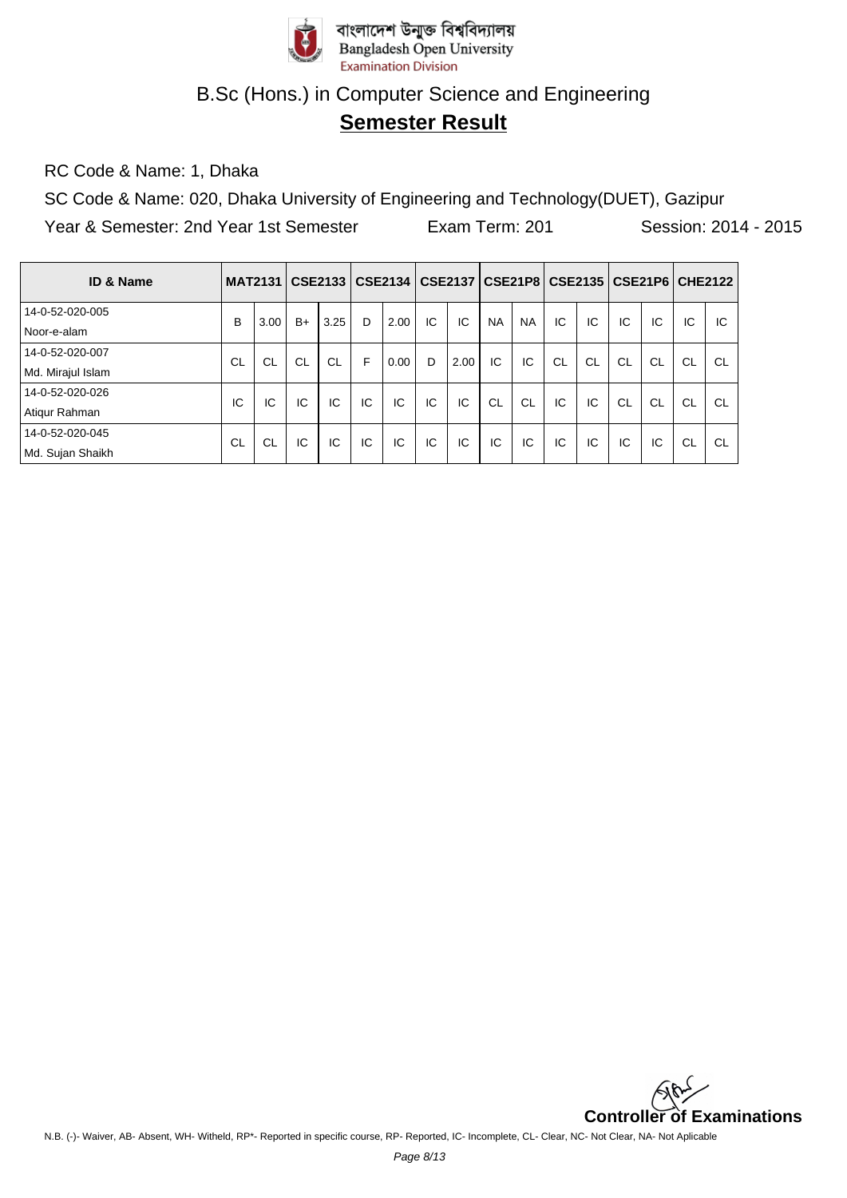বাংলাদেশ উন্মুক্ত বিশ্ববিদ্যালয়
Bangladesh Open University
Examination Division

# B.Sc (Hons.) in Computer Science and Engineering

## Semester Result

RC Code & Name: 1, Dhaka

SC Code & Name: 020, Dhaka University of Engineering and Technology(DUET), Gazipur

Year & Semester: 2nd Year 1st Semester    Exam Term: 201    Session: 2014 - 2015

| ID & Name | MAT2131 | | CSE2133 | | CSE2134 | | CSE2137 | | CSE21P8 | | CSE2135 | | CSE21P6 | | CHE2122 | |
|---|---|---|---|---|---|---|---|---|---|---|---|---|---|---|---|---|
| 14-0-52-020-005 Noor-e-alam | B | 3.00 | B+ | 3.25 | D | 2.00 | IC | IC | NA | NA | IC | IC | IC | IC | IC | IC |
| 14-0-52-020-007 Md. Mirajul Islam | CL | CL | CL | CL | F | 0.00 | D | 2.00 | IC | IC | CL | CL | CL | CL | CL | CL |
| 14-0-52-020-026 Atiqur Rahman | IC | IC | IC | IC | IC | IC | IC | IC | CL | CL | IC | IC | CL | CL | CL | CL |
| 14-0-52-020-045 Md. Sujan Shaikh | CL | CL | IC | IC | IC | IC | IC | IC | IC | IC | IC | IC | IC | IC | CL | CL |

**Controller of Examinations**

N.B. (-)- Waiver, AB- Absent, WH- Witheld, RP*- Reported in specific course, RP- Reported, IC- Incomplete, CL- Clear, NC- Not Clear, NA- Not Aplicable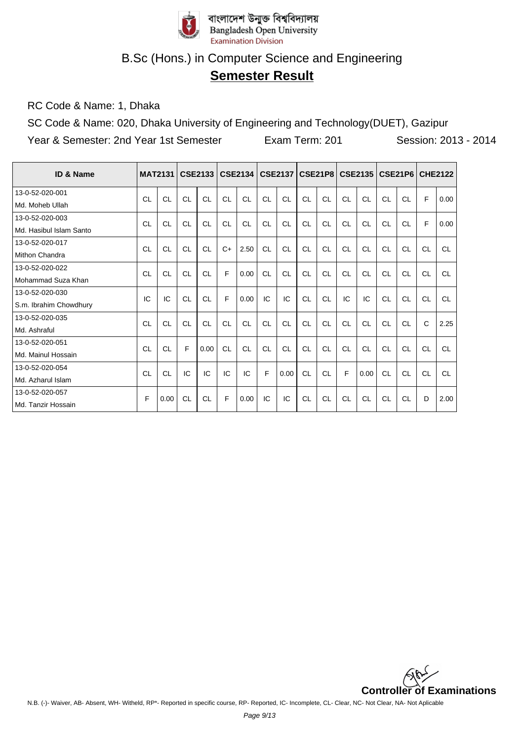বাংলাদেশ উন্মুক্ত বিশ্ববিদ্যালয়
Bangladesh Open University
Examination Division

# B.Sc (Hons.) in Computer Science and Engineering

## Semester Result

RC Code & Name: 1, Dhaka

SC Code & Name: 020, Dhaka University of Engineering and Technology(DUET), Gazipur

Year & Semester: 2nd Year 1st Semester    Exam Term: 201    Session: 2013 - 2014

| ID & Name | MAT2131 | | CSE2133 | | CSE2134 | | CSE2137 | | CSE21P8 | | CSE2135 | | CSE21P6 | | CHE2122 | |
|---|---|---|---|---|---|---|---|---|---|---|---|---|---|---|---|---|
| 13-0-52-020-001 Md. Moheb Ullah | CL | CL | CL | CL | CL | CL | CL | CL | CL | CL | CL | CL | CL | CL | F | 0.00 |
| 13-0-52-020-003 Md. Hasibul Islam Santo | CL | CL | CL | CL | CL | CL | CL | CL | CL | CL | CL | CL | CL | CL | F | 0.00 |
| 13-0-52-020-017 Mithon Chandra | CL | CL | CL | CL | C+ | 2.50 | CL | CL | CL | CL | CL | CL | CL | CL | CL | CL |
| 13-0-52-020-022 Mohammad Suza Khan | CL | CL | CL | CL | F | 0.00 | CL | CL | CL | CL | CL | CL | CL | CL | CL | CL |
| 13-0-52-020-030 S.m. Ibrahim Chowdhury | IC | IC | CL | CL | F | 0.00 | IC | IC | CL | CL | IC | IC | CL | CL | CL | CL |
| 13-0-52-020-035 Md. Ashraful | CL | CL | CL | CL | CL | CL | CL | CL | CL | CL | CL | CL | CL | CL | C | 2.25 |
| 13-0-52-020-051 Md. Mainul Hossain | CL | CL | F | 0.00 | CL | CL | CL | CL | CL | CL | CL | CL | CL | CL | CL | CL |
| 13-0-52-020-054 Md. Azharul Islam | CL | CL | IC | IC | IC | IC | F | 0.00 | CL | CL | F | 0.00 | CL | CL | CL | CL |
| 13-0-52-020-057 Md. Tanzir Hossain | F | 0.00 | CL | CL | F | 0.00 | IC | IC | CL | CL | CL | CL | CL | CL | D | 2.00 |

**Controller of Examinations**

N.B. (-)- Waiver, AB- Absent, WH- Witheld, RP*- Reported in specific course, RP- Reported, IC- Incomplete, CL- Clear, NC- Not Clear, NA- Not Aplicable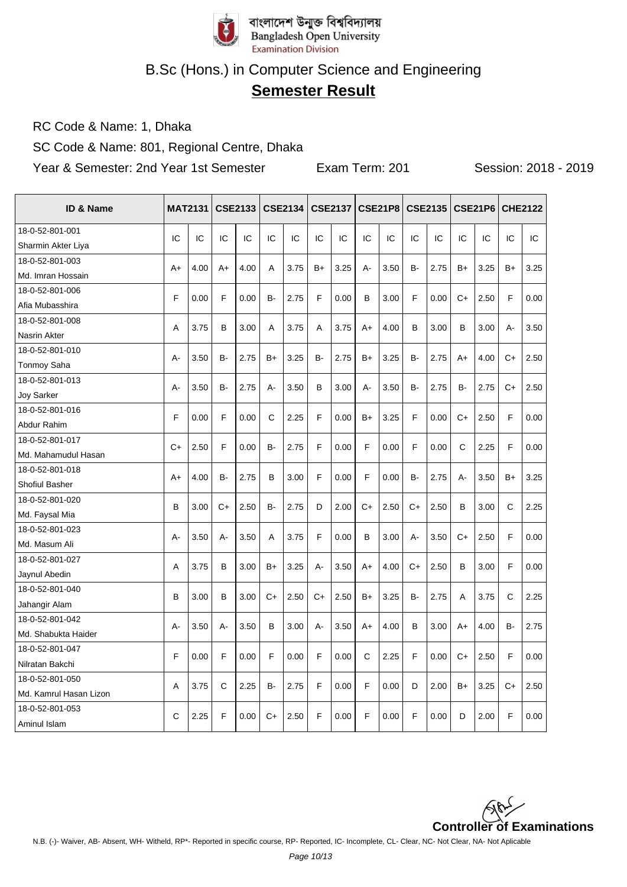বাংলাদেশ উন্মুক্ত বিশ্ববিদ্যালয়
Bangladesh Open University
Examination Division

# B.Sc (Hons.) in Computer Science and Engineering

## Semester Result

RC Code & Name: 1, Dhaka

SC Code & Name: 801, Regional Centre, Dhaka

Year & Semester: 2nd Year 1st Semester    Exam Term: 201    Session: 2018 - 2019

| ID & Name | MAT2131 | | CSE2133 | | CSE2134 | | CSE2137 | | CSE21P8 | | CSE2135 | | CSE21P6 | | CHE2122 | |
|---|---|---|---|---|---|---|---|---|---|---|---|---|---|---|---|---|
| 18-0-52-801-001 Sharmin Akter Liya | IC | IC | IC | IC | IC | IC | IC | IC | IC | IC | IC | IC | IC | IC | IC | IC |
| 18-0-52-801-003 Md. Imran Hossain | A+ | 4.00 | A+ | 4.00 | A | 3.75 | B+ | 3.25 | A- | 3.50 | B- | 2.75 | B+ | 3.25 | B+ | 3.25 |
| 18-0-52-801-006 Afia Mubasshira | F | 0.00 | F | 0.00 | B- | 2.75 | F | 0.00 | B | 3.00 | F | 0.00 | C+ | 2.50 | F | 0.00 |
| 18-0-52-801-008 Nasrin Akter | A | 3.75 | B | 3.00 | A | 3.75 | A | 3.75 | A+ | 4.00 | B | 3.00 | B | 3.00 | A- | 3.50 |
| 18-0-52-801-010 Tonmoy Saha | A- | 3.50 | B- | 2.75 | B+ | 3.25 | B- | 2.75 | B+ | 3.25 | B- | 2.75 | A+ | 4.00 | C+ | 2.50 |
| 18-0-52-801-013 Joy Sarker | A- | 3.50 | B- | 2.75 | A- | 3.50 | B | 3.00 | A- | 3.50 | B- | 2.75 | B- | 2.75 | C+ | 2.50 |
| 18-0-52-801-016 Abdur Rahim | F | 0.00 | F | 0.00 | C | 2.25 | F | 0.00 | B+ | 3.25 | F | 0.00 | C+ | 2.50 | F | 0.00 |
| 18-0-52-801-017 Md. Mahamudul Hasan | C+ | 2.50 | F | 0.00 | B- | 2.75 | F | 0.00 | F | 0.00 | F | 0.00 | C | 2.25 | F | 0.00 |
| 18-0-52-801-018 Shofiul Basher | A+ | 4.00 | B- | 2.75 | B | 3.00 | F | 0.00 | F | 0.00 | B- | 2.75 | A- | 3.50 | B+ | 3.25 |
| 18-0-52-801-020 Md. Faysal Mia | B | 3.00 | C+ | 2.50 | B- | 2.75 | D | 2.00 | C+ | 2.50 | C+ | 2.50 | B | 3.00 | C | 2.25 |
| 18-0-52-801-023 Md. Masum Ali | A- | 3.50 | A- | 3.50 | A | 3.75 | F | 0.00 | B | 3.00 | A- | 3.50 | C+ | 2.50 | F | 0.00 |
| 18-0-52-801-027 Jaynul Abedin | A | 3.75 | B | 3.00 | B+ | 3.25 | A- | 3.50 | A+ | 4.00 | C+ | 2.50 | B | 3.00 | F | 0.00 |
| 18-0-52-801-040 Jahangir Alam | B | 3.00 | B | 3.00 | C+ | 2.50 | C+ | 2.50 | B+ | 3.25 | B- | 2.75 | A | 3.75 | C | 2.25 |
| 18-0-52-801-042 Md. Shabukta Haider | A- | 3.50 | A- | 3.50 | B | 3.00 | A- | 3.50 | A+ | 4.00 | B | 3.00 | A+ | 4.00 | B- | 2.75 |
| 18-0-52-801-047 Nilratan Bakchi | F | 0.00 | F | 0.00 | F | 0.00 | F | 0.00 | C | 2.25 | F | 0.00 | C+ | 2.50 | F | 0.00 |
| 18-0-52-801-050 Md. Kamrul Hasan Lizon | A | 3.75 | C | 2.25 | B- | 2.75 | F | 0.00 | F | 0.00 | D | 2.00 | B+ | 3.25 | C+ | 2.50 |
| 18-0-52-801-053 Aminul Islam | C | 2.25 | F | 0.00 | C+ | 2.50 | F | 0.00 | F | 0.00 | F | 0.00 | D | 2.00 | F | 0.00 |

**Controller of Examinations**

N.B. (-)- Waiver, AB- Absent, WH- Witheld, RP*- Reported in specific course, RP- Reported, IC- Incomplete, CL- Clear, NC- Not Clear, NA- Not Aplicable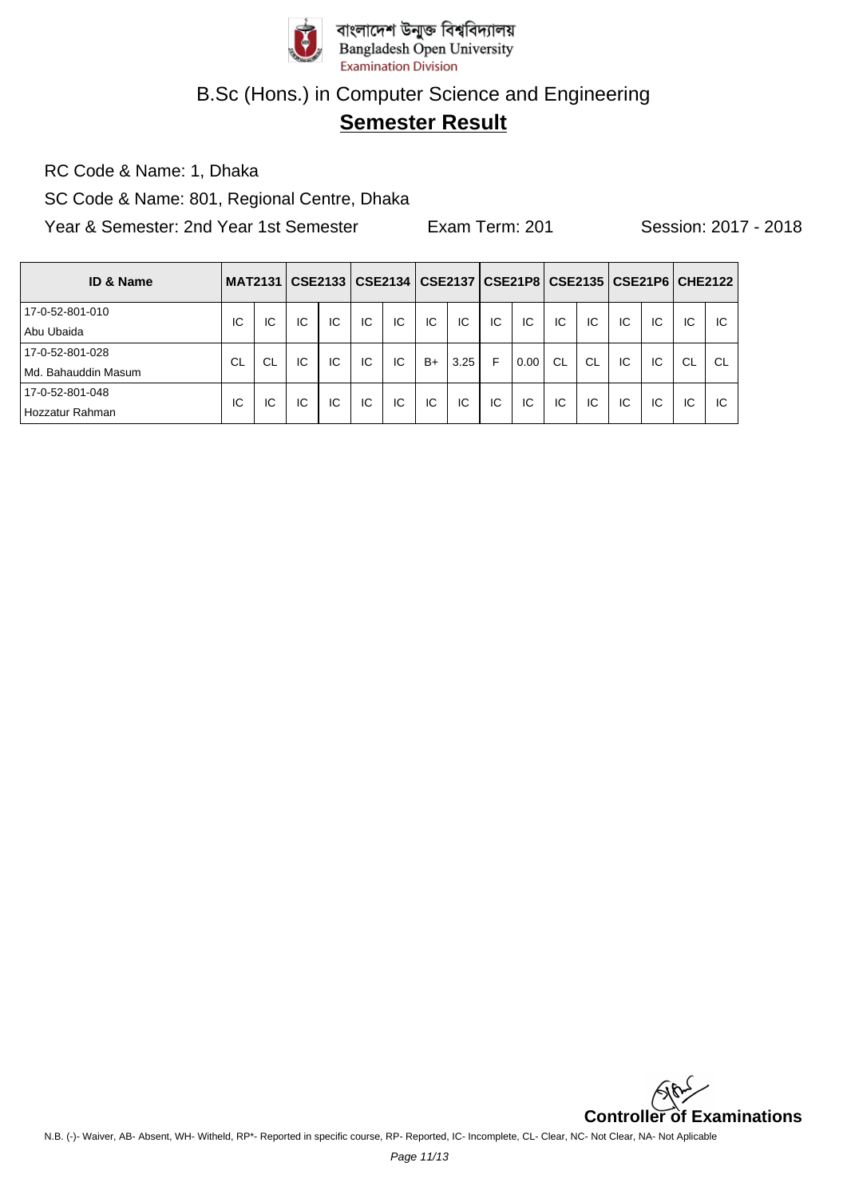বাংলাদেশ উন্মুক্ত বিশ্ববিদ্যালয়
Bangladesh Open University
Examination Division

# B.Sc (Hons.) in Computer Science and Engineering

## Semester Result

RC Code & Name: 1, Dhaka

SC Code & Name: 801, Regional Centre, Dhaka

Year & Semester: 2nd Year 1st Semester    Exam Term: 201    Session: 2017 - 2018

| ID & Name | MAT2131 | | CSE2133 | | CSE2134 | | CSE2137 | | CSE21P8 | | CSE2135 | | CSE21P6 | | CHE2122 | |
|---|---|---|---|---|---|---|---|---|---|---|---|---|---|---|---|---|
| 17-0-52-801-010 Abu Ubaida | IC | IC | IC | IC | IC | IC | IC | IC | IC | IC | IC | IC | IC | IC | IC | IC |
| 17-0-52-801-028 Md. Bahauddin Masum | CL | CL | IC | IC | IC | IC | B+ | 3.25 | F | 0.00 | CL | CL | IC | IC | CL | CL |
| 17-0-52-801-048 Hozzatur Rahman | IC | IC | IC | IC | IC | IC | IC | IC | IC | IC | IC | IC | IC | IC | IC | IC |

**Controller of Examinations**

N.B. (-)- Waiver, AB- Absent, WH- Witheld, RP*- Reported in specific course, RP- Reported, IC- Incomplete, CL- Clear, NC- Not Clear, NA- Not Aplicable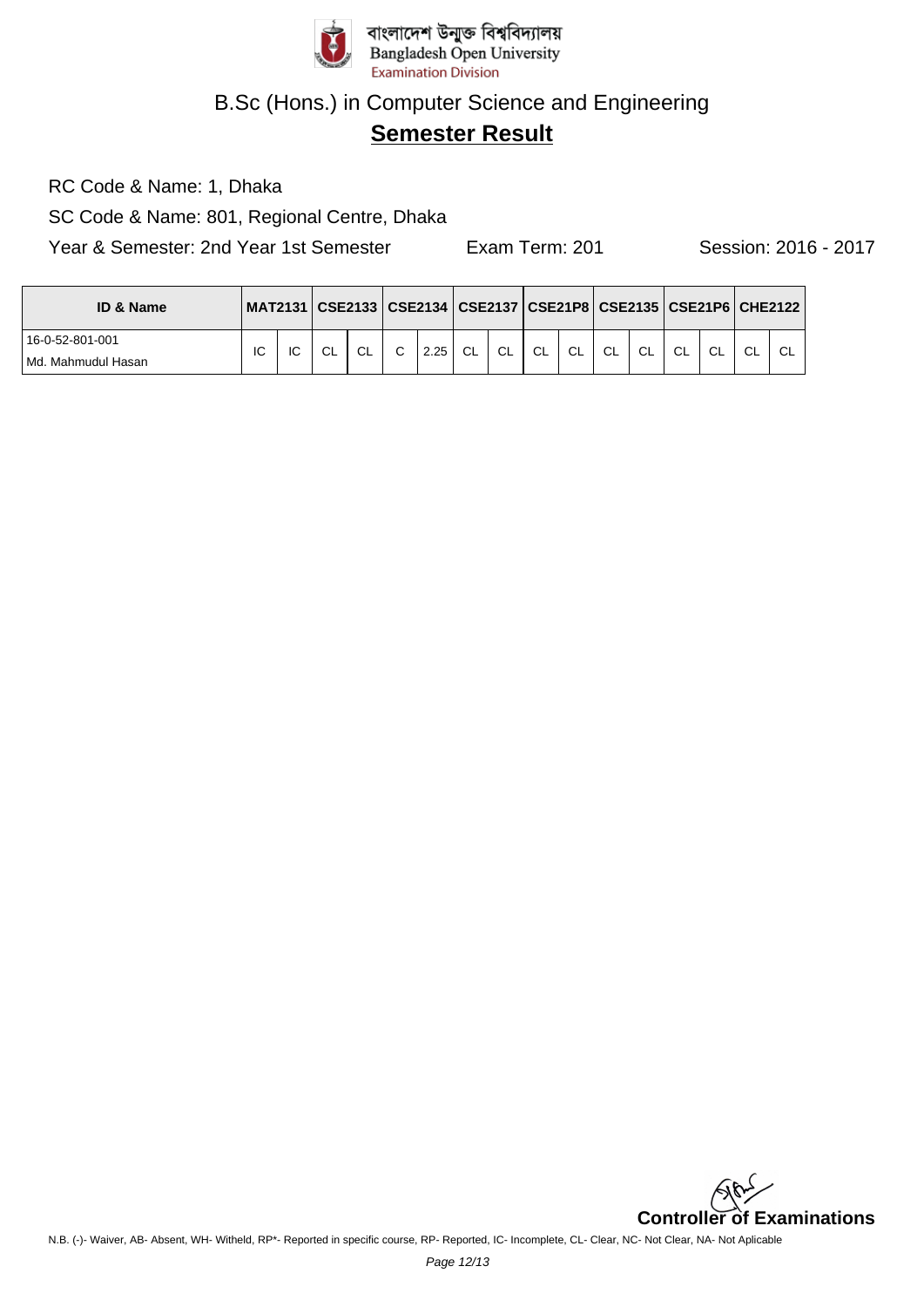বাংলাদেশ উন্মুক্ত বিশ্ববিদ্যালয়
Bangladesh Open University
Examination Division

# B.Sc (Hons.) in Computer Science and Engineering

## Semester Result

RC Code & Name: 1, Dhaka

SC Code & Name: 801, Regional Centre, Dhaka

Year & Semester: 2nd Year 1st Semester    Exam Term: 201    Session: 2016 - 2017

| ID & Name | MAT2131 | | CSE2133 | | CSE2134 | | CSE2137 | | CSE21P8 | | CSE2135 | | CSE21P6 | | CHE2122 | |
|---|---|---|---|---|---|---|---|---|---|---|---|---|---|---|---|---|
| 16-0-52-801-001 Md. Mahmudul Hasan | IC | IC | CL | CL | C | 2.25 | CL | CL | CL | CL | CL | CL | CL | CL | CL | CL |

**Controller of Examinations**

N.B. (-)- Waiver, AB- Absent, WH- Witheld, RP*- Reported in specific course, RP- Reported, IC- Incomplete, CL- Clear, NC- Not Clear, NA- Not Aplicable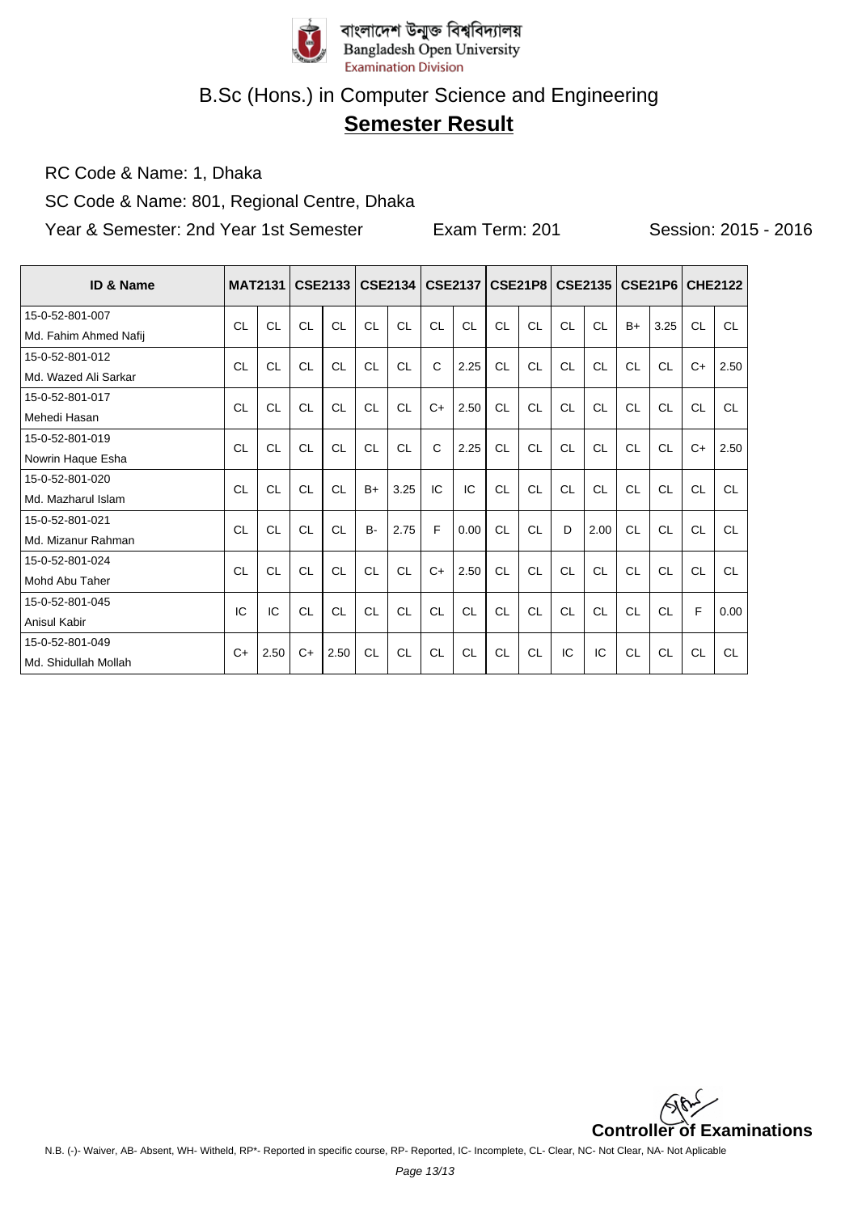বাংলাদেশ উন্মুক্ত বিশ্ববিদ্যালয়
Bangladesh Open University
Examination Division

# B.Sc (Hons.) in Computer Science and Engineering

## Semester Result

RC Code & Name: 1, Dhaka

SC Code & Name: 801, Regional Centre, Dhaka

Year & Semester: 2nd Year 1st Semester    Exam Term: 201    Session: 2015 - 2016

| ID & Name | MAT2131 | | CSE2133 | | CSE2134 | | CSE2137 | | CSE21P8 | | CSE2135 | | CSE21P6 | | CHE2122 | |
|---|---|---|---|---|---|---|---|---|---|---|---|---|---|---|---|---|
| 15-0-52-801-007 Md. Fahim Ahmed Nafij | CL | CL | CL | CL | CL | CL | CL | CL | CL | CL | CL | CL | B+ | 3.25 | CL | CL |
| 15-0-52-801-012 Md. Wazed Ali Sarkar | CL | CL | CL | CL | CL | CL | C | 2.25 | CL | CL | CL | CL | CL | CL | C+ | 2.50 |
| 15-0-52-801-017 Mehedi Hasan | CL | CL | CL | CL | CL | CL | C+ | 2.50 | CL | CL | CL | CL | CL | CL | CL | CL |
| 15-0-52-801-019 Nowrin Haque Esha | CL | CL | CL | CL | CL | CL | C | 2.25 | CL | CL | CL | CL | CL | CL | C+ | 2.50 |
| 15-0-52-801-020 Md. Mazharul Islam | CL | CL | CL | CL | B+ | 3.25 | IC | IC | CL | CL | CL | CL | CL | CL | CL | CL |
| 15-0-52-801-021 Md. Mizanur Rahman | CL | CL | CL | CL | B- | 2.75 | F | 0.00 | CL | CL | D | 2.00 | CL | CL | CL | CL |
| 15-0-52-801-024 Mohd Abu Taher | CL | CL | CL | CL | CL | CL | C+ | 2.50 | CL | CL | CL | CL | CL | CL | CL | CL |
| 15-0-52-801-045 Anisul Kabir | IC | IC | CL | CL | CL | CL | CL | CL | CL | CL | CL | CL | CL | CL | F | 0.00 |
| 15-0-52-801-049 Md. Shidullah Mollah | C+ | 2.50 | C+ | 2.50 | CL | CL | CL | CL | CL | CL | IC | IC | CL | CL | CL | CL |

**Controller of Examinations**

N.B. (-)- Waiver, AB- Absent, WH- Witheld, RP*- Reported in specific course, RP- Reported, IC- Incomplete, CL- Clear, NC- Not Clear, NA- Not Aplicable